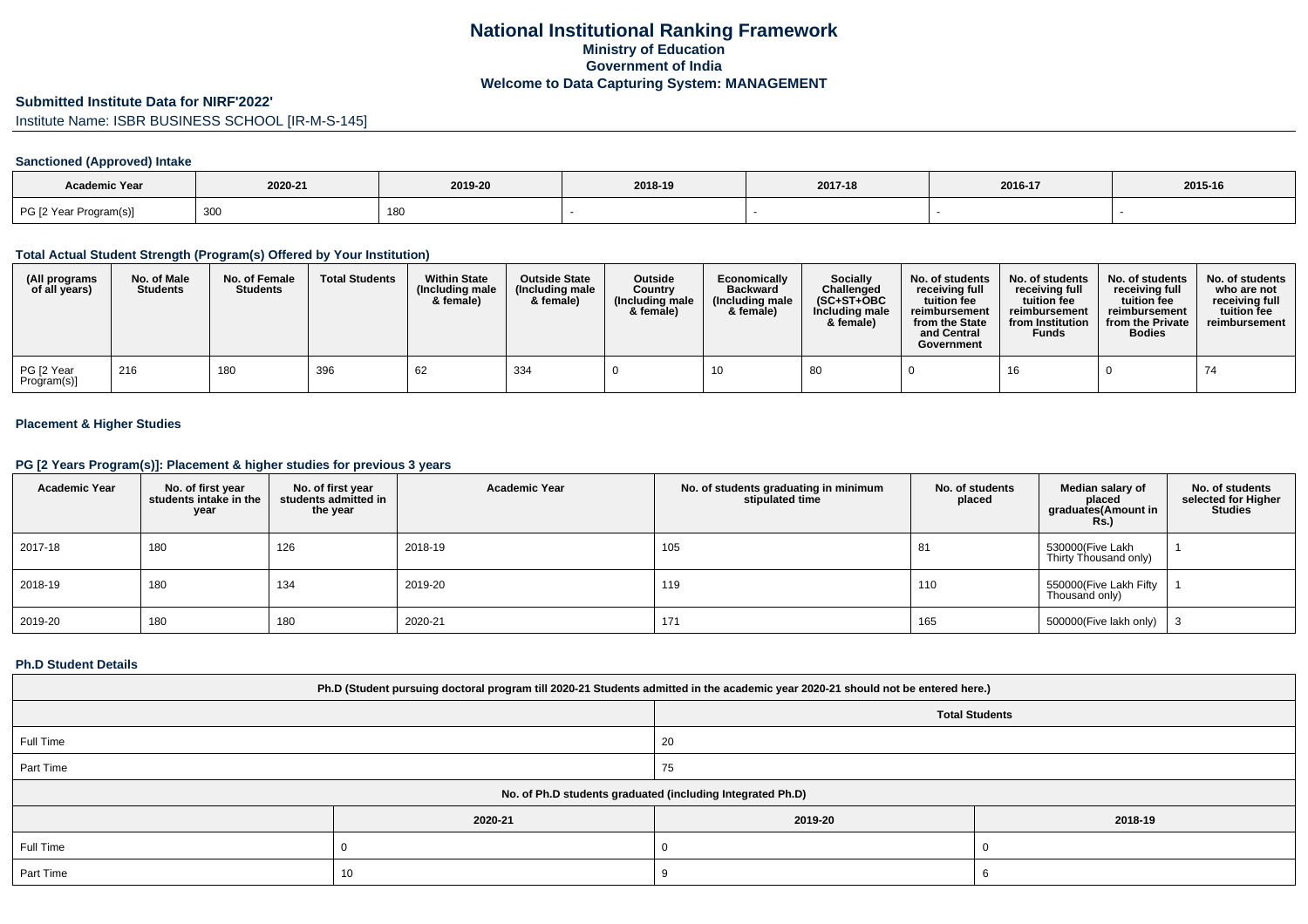# National Institutional Ranking Framework
## Ministry of Education
## Government of India
## Welcome to Data Capturing System: MANAGEMENT

### Submitted Institute Data for NIRF'2022'

Institute Name: ISBR BUSINESS SCHOOL [IR-M-S-145]

### Sanctioned (Approved) Intake

| Academic Year | 2020-21 | 2019-20 | 2018-19 | 2017-18 | 2016-17 | 2015-16 |
|---|---|---|---|---|---|---|
| PG [2 Year Program(s)] | 300 | 180 | - | - | - | - |

### Total Actual Student Strength (Program(s) Offered by Your Institution)

| (All programs of all years) | No. of Male Students | No. of Female Students | Total Students | Within State (Including male & female) | Outside State (Including male & female) | Outside Country (Including male & female) | Economically Backward (Including male & female) | Socially Challenged (SC+ST+OBC Including male & female) | No. of students receiving full tuition fee reimbursement from the State and Central Government | No. of students receiving full tuition fee reimbursement from Institution Funds | No. of students receiving full tuition fee reimbursement from the Private Bodies | No. of students who are not receiving full tuition fee reimbursement |
|---|---|---|---|---|---|---|---|---|---|---|---|---|
| PG [2 Year Program(s)] | 216 | 180 | 396 | 62 | 334 | 0 | 10 | 80 | 0 | 16 | 0 | 74 |

### Placement & Higher Studies

### PG [2 Years Program(s)]: Placement & higher studies for previous 3 years

| Academic Year | No. of first year students intake in the year | No. of first year students admitted in the year | Academic Year | No. of students graduating in minimum stipulated time | No. of students placed | Median salary of placed graduates(Amount in Rs.) | No. of students selected for Higher Studies |
|---|---|---|---|---|---|---|---|
| 2017-18 | 180 | 126 | 2018-19 | 105 | 81 | 530000(Five Lakh Thirty Thousand only) | 1 |
| 2018-19 | 180 | 134 | 2019-20 | 119 | 110 | 550000(Five Lakh Fifty Thousand only) | 1 |
| 2019-20 | 180 | 180 | 2020-21 | 171 | 165 | 500000(Five lakh only) | 3 |

### Ph.D Student Details

| Ph.D (Student pursuing doctoral program till 2020-21 Students admitted in the academic year 2020-21 should not be entered here.) | | | |
|---|---|---|---|
| | Total Students | | |
| Full Time | 20 | | |
| Part Time | 75 | | |
| No. of Ph.D students graduated (including Integrated Ph.D) | | | |
| | 2020-21 | 2019-20 | 2018-19 |
| Full Time | 0 | 0 | 0 |
| Part Time | 10 | 9 | 6 |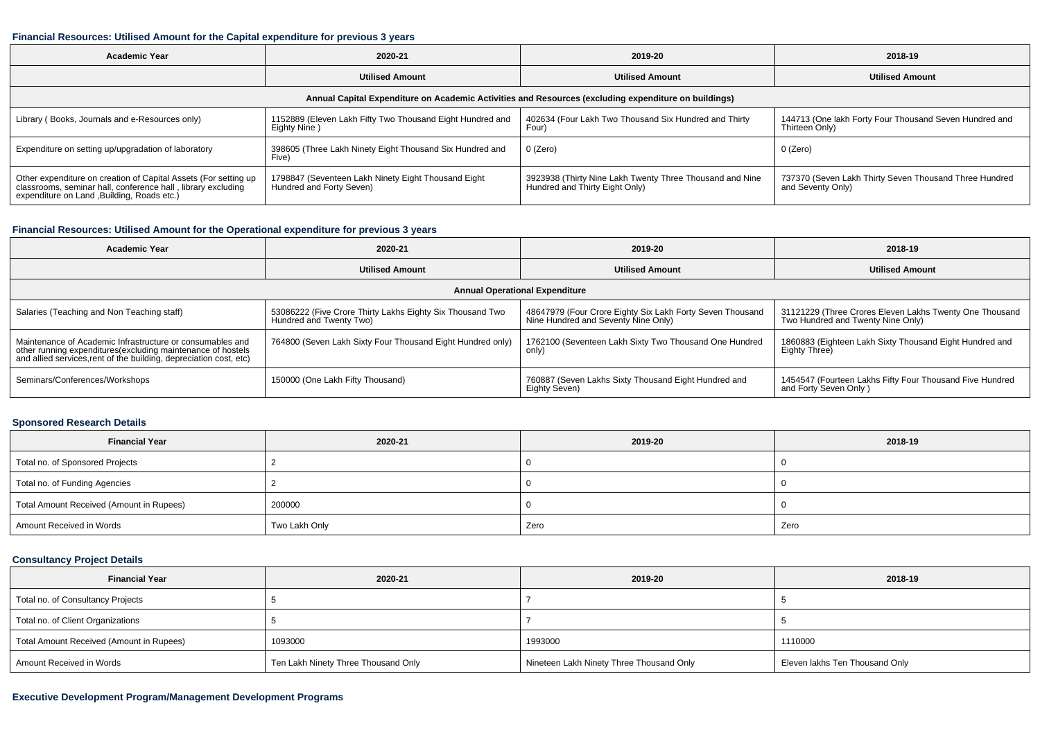### Financial Resources: Utilised Amount for the Capital expenditure for previous 3 years

| Academic Year | 2020-21 | 2019-20 | 2018-19 |
|---|---|---|---|
| | Utilised Amount | Utilised Amount | Utilised Amount |
| Annual Capital Expenditure on Academic Activities and Resources (excluding expenditure on buildings) | | | |
| Library ( Books, Journals and e-Resources only) | 1152889 (Eleven Lakh Fifty Two Thousand Eight Hundred and Eighty Nine ) | 402634 (Four Lakh Two Thousand Six Hundred and Thirty Four) | 144713 (One lakh Forty Four Thousand Seven Hundred and Thirteen Only) |
| Expenditure on setting up/upgradation of laboratory | 398605 (Three Lakh Ninety Eight Thousand Six Hundred and Five) | 0 (Zero) | 0 (Zero) |
| Other expenditure on creation of Capital Assets (For setting up classrooms, seminar hall, conference hall , library excluding expenditure on Land ,Building, Roads etc.) | 1798847 (Seventeen Lakh Ninety Eight Thousand Eight Hundred and Forty Seven) | 3923938 (Thirty Nine Lakh Twenty Three Thousand and Nine Hundred and Thirty Eight Only) | 737370 (Seven Lakh Thirty Seven Thousand Three Hundred and Seventy Only) |

### Financial Resources: Utilised Amount for the Operational expenditure for previous 3 years

| Academic Year | 2020-21 | 2019-20 | 2018-19 |
|---|---|---|---|
| | Utilised Amount | Utilised Amount | Utilised Amount |
| Annual Operational Expenditure | | | |
| Salaries (Teaching and Non Teaching staff) | 53086222 (Five Crore Thirty Lakhs Eighty Six Thousand Two Hundred and Twenty Two) | 48647979 (Four Crore Eighty Six Lakh Forty Seven Thousand Nine Hundred and Seventy Nine Only) | 31121229 (Three Crores Eleven Lakhs Twenty One Thousand Two Hundred and Twenty Nine Only) |
| Maintenance of Academic Infrastructure or consumables and other running expenditures(excluding maintenance of hostels and allied services,rent of the building, depreciation cost, etc) | 764800 (Seven Lakh Sixty Four Thousand Eight Hundred only) | 1762100 (Seventeen Lakh Sixty Two Thousand One Hundred only) | 1860883 (Eighteen Lakh Sixty Thousand Eight Hundred and Eighty Three) |
| Seminars/Conferences/Workshops | 150000 (One Lakh Fifty Thousand) | 760887 (Seven Lakhs Sixty Thousand Eight Hundred and Eighty Seven) | 1454547 (Fourteen Lakhs Fifty Four Thousand Five Hundred and Forty Seven Only ) |

### Sponsored Research Details

| Financial Year | 2020-21 | 2019-20 | 2018-19 |
|---|---|---|---|
| Total no. of Sponsored Projects | 2 | 0 | 0 |
| Total no. of Funding Agencies | 2 | 0 | 0 |
| Total Amount Received (Amount in Rupees) | 200000 | 0 | 0 |
| Amount Received in Words | Two Lakh Only | Zero | Zero |

### Consultancy Project Details

| Financial Year | 2020-21 | 2019-20 | 2018-19 |
|---|---|---|---|
| Total no. of Consultancy Projects | 5 | 7 | 5 |
| Total no. of Client Organizations | 5 | 7 | 5 |
| Total Amount Received (Amount in Rupees) | 1093000 | 1993000 | 1110000 |
| Amount Received in Words | Ten Lakh Ninety Three Thousand Only | Nineteen Lakh Ninety Three Thousand Only | Eleven lakhs Ten Thousand Only |

### Executive Development Program/Management Development Programs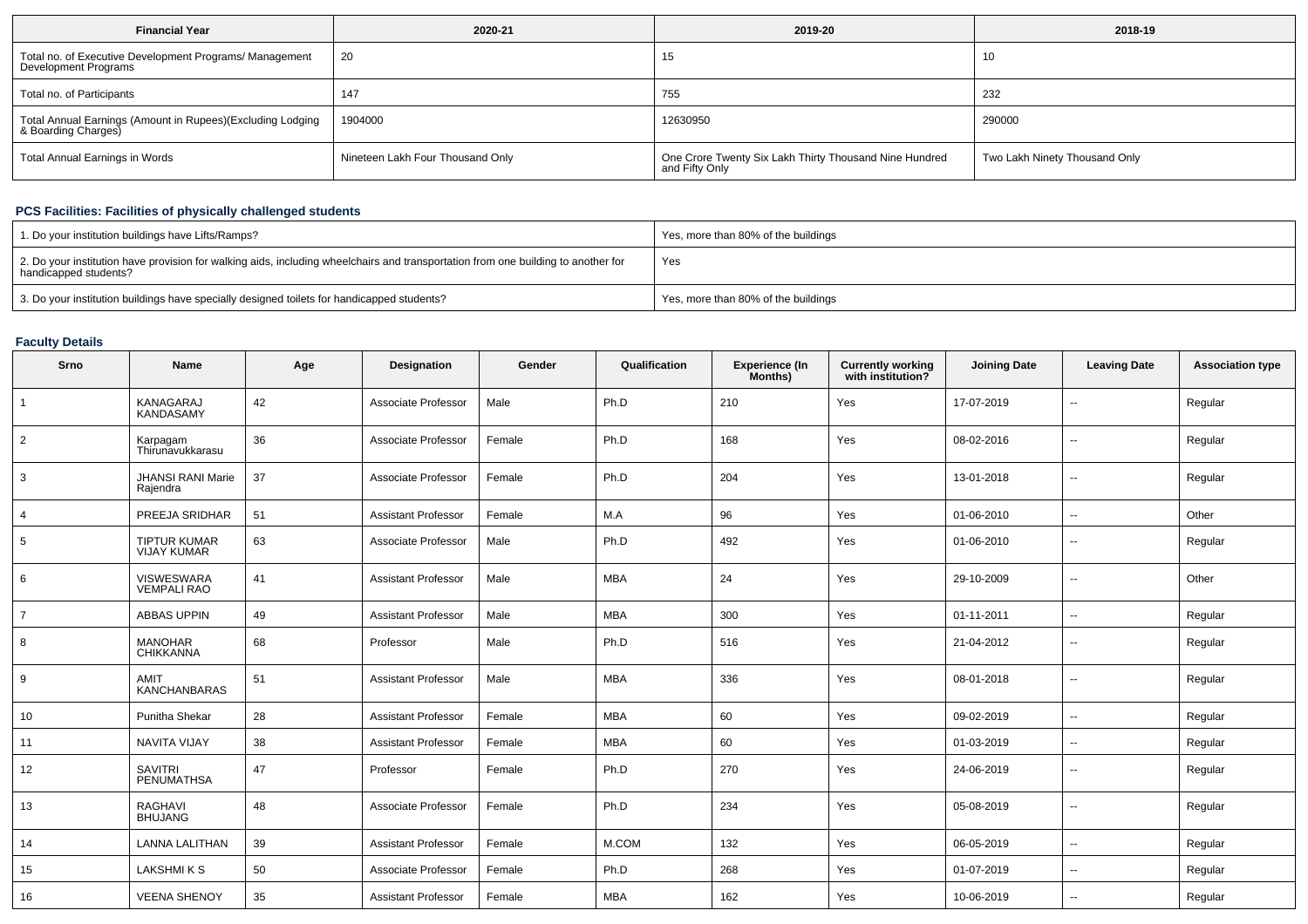| Financial Year | 2020-21 | 2019-20 | 2018-19 |
| --- | --- | --- | --- |
| Total no. of Executive Development Programs/ Management Development Programs | 20 | 15 | 10 |
| Total no. of Participants | 147 | 755 | 232 |
| Total Annual Earnings (Amount in Rupees)(Excluding Lodging & Boarding Charges) | 1904000 | 12630950 | 290000 |
| Total Annual Earnings in Words | Nineteen Lakh Four Thousand Only | One Crore Twenty Six Lakh Thirty Thousand Nine Hundred and Fifty Only | Two Lakh Ninety Thousand Only |

### PCS Facilities: Facilities of physically challenged students

| | |
| --- | --- |
| 1. Do your institution buildings have Lifts/Ramps? | Yes, more than 80% of the buildings |
| 2. Do your institution have provision for walking aids, including wheelchairs and transportation from one building to another for handicapped students? | Yes |
| 3. Do your institution buildings have specially designed toilets for handicapped students? | Yes, more than 80% of the buildings |

### Faculty Details

| Srno | Name | Age | Designation | Gender | Qualification | Experience (In Months) | Currently working with institution? | Joining Date | Leaving Date | Association type |
| --- | --- | --- | --- | --- | --- | --- | --- | --- | --- | --- |
| 1 | KANAGARAJ KANDASAMY | 42 | Associate Professor | Male | Ph.D | 210 | Yes | 17-07-2019 | -- | Regular |
| 2 | Karpagam Thirunavukkarasu | 36 | Associate Professor | Female | Ph.D | 168 | Yes | 08-02-2016 | -- | Regular |
| 3 | JHANSI RANI Marie Rajendra | 37 | Associate Professor | Female | Ph.D | 204 | Yes | 13-01-2018 | -- | Regular |
| 4 | PREEJA SRIDHAR | 51 | Assistant Professor | Female | M.A | 96 | Yes | 01-06-2010 | -- | Other |
| 5 | TIPTUR KUMAR VIJAY KUMAR | 63 | Associate Professor | Male | Ph.D | 492 | Yes | 01-06-2010 | -- | Regular |
| 6 | VISWESWARA VEMPALI RAO | 41 | Assistant Professor | Male | MBA | 24 | Yes | 29-10-2009 | -- | Other |
| 7 | ABBAS UPPIN | 49 | Assistant Professor | Male | MBA | 300 | Yes | 01-11-2011 | -- | Regular |
| 8 | MANOHAR CHIKKANNA | 68 | Professor | Male | Ph.D | 516 | Yes | 21-04-2012 | -- | Regular |
| 9 | AMIT KANCHANBARAS | 51 | Assistant Professor | Male | MBA | 336 | Yes | 08-01-2018 | -- | Regular |
| 10 | Punitha Shekar | 28 | Assistant Professor | Female | MBA | 60 | Yes | 09-02-2019 | -- | Regular |
| 11 | NAVITA VIJAY | 38 | Assistant Professor | Female | MBA | 60 | Yes | 01-03-2019 | -- | Regular |
| 12 | SAVITRI PENUMATHSA | 47 | Professor | Female | Ph.D | 270 | Yes | 24-06-2019 | -- | Regular |
| 13 | RAGHAVI BHUJANG | 48 | Associate Professor | Female | Ph.D | 234 | Yes | 05-08-2019 | -- | Regular |
| 14 | LANNA LALITHAN | 39 | Assistant Professor | Female | M.COM | 132 | Yes | 06-05-2019 | -- | Regular |
| 15 | LAKSHMI K S | 50 | Associate Professor | Female | Ph.D | 268 | Yes | 01-07-2019 | -- | Regular |
| 16 | VEENA SHENOY | 35 | Assistant Professor | Female | MBA | 162 | Yes | 10-06-2019 | -- | Regular |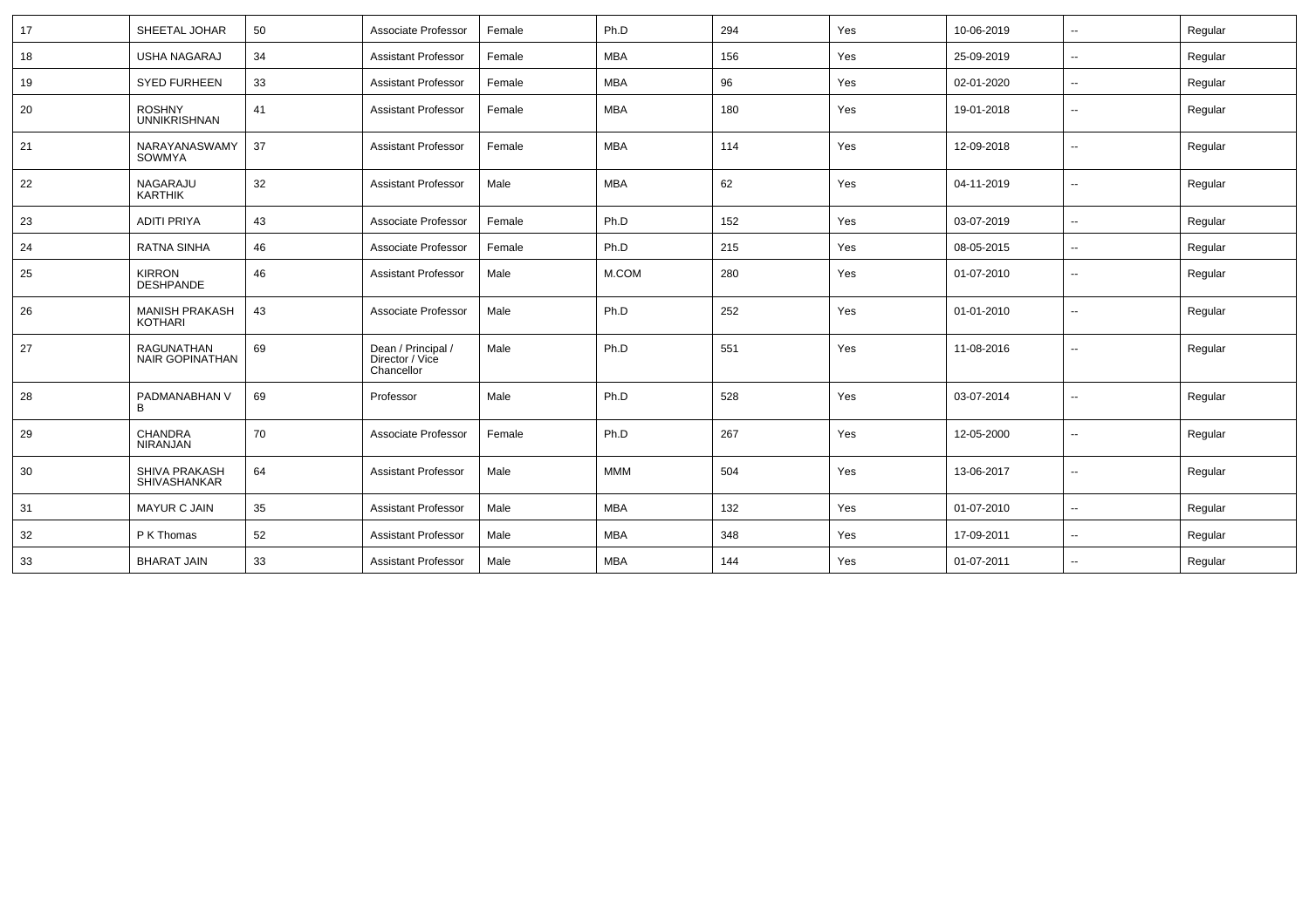| | | | | | | | | | | |
|---|---|---|---|---|---|---|---|---|---|---|
| 17 | SHEETAL JOHAR | 50 | Associate Professor | Female | Ph.D | 294 | Yes | 10-06-2019 | -- | Regular |
| 18 | USHA NAGARAJ | 34 | Assistant Professor | Female | MBA | 156 | Yes | 25-09-2019 | -- | Regular |
| 19 | SYED FURHEEN | 33 | Assistant Professor | Female | MBA | 96 | Yes | 02-01-2020 | -- | Regular |
| 20 | ROSHNY UNNIKRISHNAN | 41 | Assistant Professor | Female | MBA | 180 | Yes | 19-01-2018 | -- | Regular |
| 21 | NARAYANASWAMY SOWMYA | 37 | Assistant Professor | Female | MBA | 114 | Yes | 12-09-2018 | -- | Regular |
| 22 | NAGARAJU KARTHIK | 32 | Assistant Professor | Male | MBA | 62 | Yes | 04-11-2019 | -- | Regular |
| 23 | ADITI PRIYA | 43 | Associate Professor | Female | Ph.D | 152 | Yes | 03-07-2019 | -- | Regular |
| 24 | RATNA SINHA | 46 | Associate Professor | Female | Ph.D | 215 | Yes | 08-05-2015 | -- | Regular |
| 25 | KIRRON DESHPANDE | 46 | Assistant Professor | Male | M.COM | 280 | Yes | 01-07-2010 | -- | Regular |
| 26 | MANISH PRAKASH KOTHARI | 43 | Associate Professor | Male | Ph.D | 252 | Yes | 01-01-2010 | -- | Regular |
| 27 | RAGUNATHAN NAIR GOPINATHAN | 69 | Dean / Principal / Director / Vice Chancellor | Male | Ph.D | 551 | Yes | 11-08-2016 | -- | Regular |
| 28 | PADMANABHAN V B | 69 | Professor | Male | Ph.D | 528 | Yes | 03-07-2014 | -- | Regular |
| 29 | CHANDRA NIRANJAN | 70 | Associate Professor | Female | Ph.D | 267 | Yes | 12-05-2000 | -- | Regular |
| 30 | SHIVA PRAKASH SHIVASHANKAR | 64 | Assistant Professor | Male | MMM | 504 | Yes | 13-06-2017 | -- | Regular |
| 31 | MAYUR C JAIN | 35 | Assistant Professor | Male | MBA | 132 | Yes | 01-07-2010 | -- | Regular |
| 32 | P K Thomas | 52 | Assistant Professor | Male | MBA | 348 | Yes | 17-09-2011 | -- | Regular |
| 33 | BHARAT JAIN | 33 | Assistant Professor | Male | MBA | 144 | Yes | 01-07-2011 | -- | Regular |